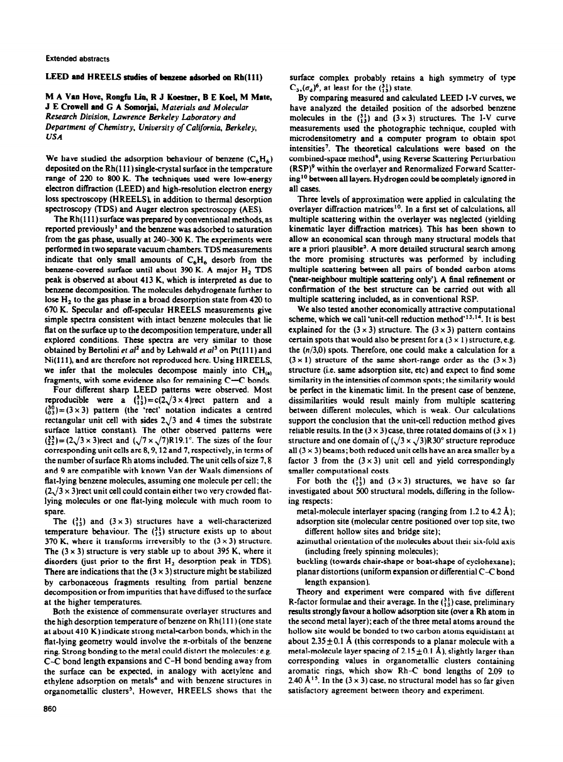Extended abstracts

## LEED and HREELS studies of benzene adsorbed on Rh(111)

**M A Van Hove, Rongfu Lin, R J Koestner, B E Koel, M Mate, J E Crowell and G A Somorjai,** *Materials and Molecular Research Division, Lawrence Berkeley Laboratory and Department of Chemistry, University of California, Berkeley, USA*

We have studied the adsorption behaviour of benzene ($C_6H_6$) deposited on the Rh(111) single-crystal surface in the temperature range of 220 to 800 K. The techniques used were low-energy electron diffraction (LEED) and high-resolution electron energy loss spectroscopy (HREELS), in addition to thermal desorption spectroscopy (TDS) and Auger electron spectroscopy (AES).

The Rh(111) surface was prepared by conventional methods, as reported previously[1] and the benzene was adsorbed to saturation from the gas phase, usually at 240–300 K. The experiments were performed in two separate vacuum chambers. TDS measurements indicate that only small amounts of $C_6H_6$ desorb from the benzene-covered surface until about 390 K. A major $H_2$ TDS peak is observed at about 413 K, which is interpreted as due to benzene decomposition. The molecules dehydrogenate further to lose $H_2$ to the gas phase in a broad desorption state from 420 to 670 K. Specular and off-specular HREELS measurements give simple spectra consistent with intact benzene molecules that lie flat on the surface up to the decomposition temperature, under all explored conditions. These spectra are very similar to those obtained by Bertolini *et al*[2] and by Lehwald *et al*[3] on Pt(111) and Ni(111), and are therefore not reproduced here. Using HREELS, we infer that the molecules decompose mainly into $CH_{(a)}$ fragments, with some evidence also for remaining C—C bonds.

Four different sharp LEED patterns were observed. Most reproducible were a $\binom{3\,1}{1\,3}=c(2\sqrt{3}\times 4)$rect pattern and a $\binom{3\,0}{0\,3}=(3\times 3)$ pattern (the 'rect' notation indicates a centred rectangular unit cell with sides $2\sqrt{3}$ and 4 times the substrate surface lattice constant). The other observed patterns were $\binom{3\,3}{2\,2}=(2\sqrt{3}\times 3)$rect and $(\sqrt{7}\times\sqrt{7})R19.1°$. The sizes of the four corresponding unit cells are 8, 9, 12 and 7, respectively, in terms of the number of surface Rh atoms included. The unit cells of size 7, 8 and 9 are compatible with known Van der Waals dimensions of flat-lying benzene molecules, assuming one molecule per cell; the $(2\sqrt{3}\times 3)$rect unit cell could contain either two very crowded flat-lying molecules or one flat-lying molecule with much room to spare.

The $\binom{3\,1}{1\,3}$ and $(3\times 3)$ structures have a well-characterized temperature behaviour. The $\binom{3\,1}{1\,3}$ structure exists up to about 370 K, where it transforms irreversibly to the $(3\times 3)$ structure. The $(3\times 3)$ structure is very stable up to about 395 K, where it disorders (just prior to the first $H_2$ desorption peak in TDS). There are indications that the $(3\times 3)$ structure might be stabilized by carbonaceous fragments resulting from partial benzene decomposition or from impurities that have diffused to the surface at the higher temperatures.

Both the existence of commensurate overlayer structures and the high desorption temperature of benzene on Rh(111) (one state at about 410 K) indicate strong metal-carbon bonds, which in the flat-lying geometry would involve the π-orbitals of the benzene ring. Strong bonding to the metal could distort the molecules: e.g. C–C bond length expansions and C–H bond bending away from the surface can be expected, in analogy with acetylene and ethylene adsorption on metals[4] and with benzene structures in organometallic clusters[5]. However, HREELS shows that the surface complex probably retains a high symmetry of type $C_{3v}(\sigma_d)^6$, at least for the $\binom{3\,1}{1\,3}$ state.

By comparing measured and calculated LEED I-V curves, we have analyzed the detailed position of the adsorbed benzene molecules in the $\binom{3\,1}{1\,3}$ and $(3\times 3)$ structures. The I-V curve measurements used the photographic technique, coupled with microdensitometry and a computer program to obtain spot intensities[7]. The theoretical calculations were based on the combined-space method[8], using Reverse Scattering Perturbation (RSP)[9] within the overlayer and Renormalized Forward Scattering[10] between all layers. Hydrogen could be completely ignored in all cases.

Three levels of approximation were applied in calculating the overlayer diffraction matrices[10]. In a first set of calculations, all multiple scattering within the overlayer was neglected (yielding kinematic layer diffraction matrices). This has been shown to allow an economical scan through many structural models that are a priori plausible[2]. A more detailed structural search among the more promising structures was performed by including multiple scattering between all pairs of bonded carbon atoms ('near-neighbour multiple scattering only'). A final refinement or confirmation of the best structure can be carried out with all multiple scattering included, as in conventional RSP.

We also tested another economically attractive computational scheme, which we call 'unit-cell reduction method'[13,14]. It is best explained for the $(3\times 3)$ structure. The $(3\times 3)$ pattern contains certain spots that would also be present for a $(3\times 1)$ structure, e.g. the $(n/3,0)$ spots. Therefore, one could make a calculation for a $(3\times 1)$ structure of the same short-range order as the $(3\times 3)$ structure (i.e. same adsorption site, etc) and expect to find some similarity in the intensities of common spots; the similarity would be perfect in the kinematic limit. In the present case of benzene, dissimilarities would result mainly from multiple scattering between different molecules, which is weak. Our calculations support the conclusion that the unit-cell reduction method gives reliable results. In the $(3\times 3)$ case, three rotated domains of $(3\times 1)$ structure and one domain of $(\sqrt{3}\times\sqrt{3})R30°$ structure reproduce all $(3\times 3)$ beams; both reduced unit cells have an area smaller by a factor 3 from the $(3\times 3)$ unit cell and yield correspondingly smaller computational costs.

For both the $\binom{3\,1}{1\,3}$ and $(3\times 3)$ structures, we have so far investigated about 500 structural models, differing in the following respects:

- metal-molecule interlayer spacing (ranging from 1.2 to 4.2 Å);
- adsorption site (molecular centre positioned over top site, two different hollow sites and bridge site);
- azimuthal orientation of the molecules about their six-fold axis (including freely spinning molecules);
- buckling (towards chair-shape or boat-shape of cyclohexane);
- planar distortions (uniform expansion or differential C–C bond length expansion).

Theory and experiment were compared with five different R-factor formulae and their average. In the $\binom{3\,1}{1\,3}$ case, preliminary results strongly favour a hollow adsorption site (over a Rh atom in the second metal layer); each of the three metal atoms around the hollow site would be bonded to two carbon atoms equidistant at about $2.35\pm 0.1$ Å (this corresponds to a planar molecule with a metal-molecule layer spacing of $2.15\pm 0.1$ Å), slightly larger than corresponding values in organometallic clusters containing aromatic rings, which show Rh–C bond lengths of 2.09 to 2.40 Å[15]. In the $(3\times 3)$ case, no structural model has so far given satisfactory agreement between theory and experiment.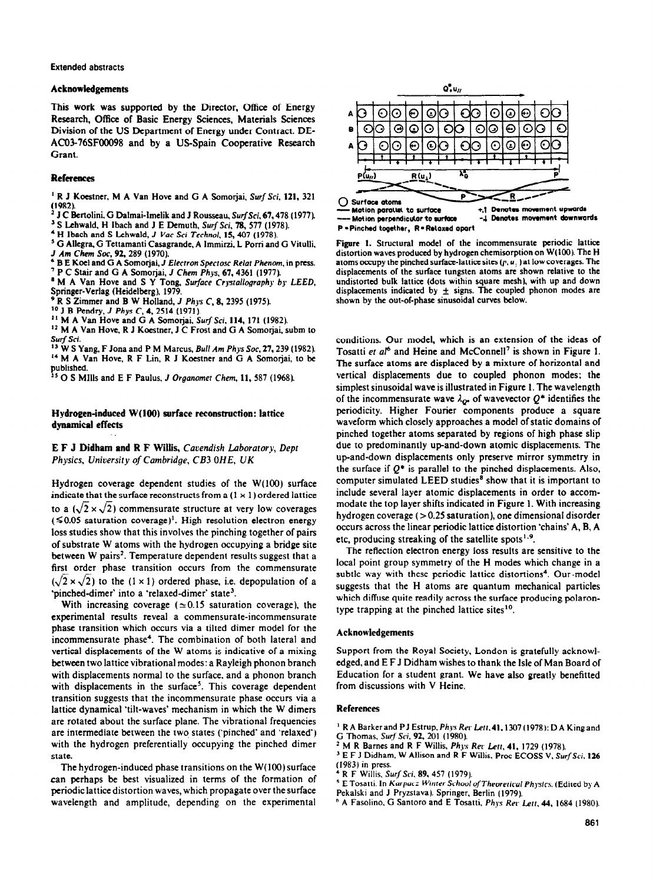## Acknowledgements

This work was supported by the Director, Office of Energy Research, Office of Basic Energy Sciences, Materials Sciences Division of the US Department of Energy under Contract. DE-AC03-76SF00098 and by a US-Spain Cooperative Research Grant.

## References

[1] R J Koestner, M A Van Hove and G A Somorjai, *Surf Sci*, **121**, 321 (1982).
[2] J C Bertolini, G Dalmai-Imelik and J Rousseau, *Surf Sci*, **67**, 478 (1977).
[3] S Lehwald, H Ibach and J E Demuth, *Surf Sci*, **78**, 577 (1978).
[4] H Ibach and S Lehwald, *J Vac Sci Technol*, **15**, 407 (1978).
[5] G Allegra, G Tettamanti Casagrande, A Immirzi, L Porri and G Vitulli, *J Am Chem Soc*, **92**, 289 (1970).
[6] B E Koel and G A Somorjai, *J Electron Spectosc Relat Phenom*, in press.
[7] P C Stair and G A Somorjai, *J Chem Phys*, **67**, 4361 (1977).
[8] M A Van Hove and S Y Tong, *Surface Crystallography by LEED*, Springer-Verlag (Heidelberg), 1979.
[9] R S Zimmer and B W Holland, *J Phys C*, **8**, 2395 (1975).
[10] J B Pendry, *J Phys C*, **4**, 2514 (1971).
[11] M A Van Hove and G A Somorjai, *Surf Sci*, **114**, 171 (1982).
[12] M A Van Hove, R J Koestner, J C Frost and G A Somorjai, subm to *Surf Sci*.
[13] W S Yang, F Jona and P M Marcus, *Bull Am Phys Soc*, **27**, 239 (1982).
[14] M A Van Hove, R F Lin, R J Koestner and G A Somorjai, to be published.
[15] O S Mills and E F Paulus, *J Organomet Chem*, **11**, 587 (1968).

# Hydrogen-induced W(100) surface reconstruction: lattice dynamical effects

**E F J Didham and R F Willis**, *Cavendish Laboratory, Dept Physics, University of Cambridge, CB3 0HE, UK*

Hydrogen coverage dependent studies of the W(100) surface indicate that the surface reconstructs from a (1 × 1) ordered lattice to a $(\sqrt{2} \times \sqrt{2})$ commensurate structure at very low coverages ($\leq 0.05$ saturation coverage)[1]. High resolution electron energy loss studies show that this involves the pinching together of pairs of substrate W atoms with the hydrogen occupying a bridge site between W pairs[2]. Temperature dependent results suggest that a first order phase transition occurs from the commensurate $(\sqrt{2} \times \sqrt{2})$ to the (1 × 1) ordered phase, i.e. depopulation of a 'pinched-dimer' into a 'relaxed-dimer' state[3].

With increasing coverage ($\simeq 0.15$ saturation coverage), the experimental results reveal a commensurate-incommensurate phase transition which occurs via a tilted dimer model for the incommensurate phase[4]. The combination of both lateral and vertical displacements of the W atoms is indicative of a mixing between two lattice vibrational modes: a Rayleigh phonon branch with displacements normal to the surface, and a phonon branch with displacements in the surface[5]. This coverage dependent transition suggests that the incommensurate phase occurs via a lattice dynamical 'tilt-waves' mechanism in which the W dimers are rotated about the surface plane. The vibrational frequencies are intermediate between the two states ('pinched' and 'relaxed') with the hydrogen preferentially occupying the pinched dimer state.

The hydrogen-induced phase transitions on the W(100) surface can perhaps be best visualized in terms of the formation of periodic lattice distortion waves, which propagate over the surface wavelength and amplitude, depending on the experimental conditions. Our model, which is an extension of the ideas of Tosatti *et al*[6] and Heine and McConnell[7] is shown in Figure 1. The surface atoms are displaced by a mixture of horizontal and vertical displacements due to coupled phonon modes; the simplest sinusoidal wave is illustrated in Figure 1. The wavelength of the incommensurate wave $\lambda_{Q*}$ of wavevector $Q^*$ identifies the periodicity. Higher Fourier components produce a square waveform which closely approaches a model of static domains of pinched together atoms separated by regions of high phase slip due to predominantly up-and-down atomic displacements. The up-and-down displacements only preserve mirror symmetry in the surface if $Q^*$ is parallel to the pinched displacements. Also, computer simulated LEED studies[8] show that it is important to include several layer atomic displacements in order to accommodate the top layer shifts indicated in Figure 1. With increasing hydrogen coverage (> 0.25 saturation), one dimensional disorder occurs across the linear periodic lattice distortion 'chains' A, B, A etc, producing streaking of the satellite spots[1,9].

The reflection electron energy loss results are sensitive to the local point group symmetry of the H modes which change in a subtle way with these periodic lattice distortions[4]. Our model suggests that the H atoms are quantum mechanical particles which diffuse quite readily across the surface producing polaron-type trapping at the pinched lattice sites[10].

$Q^*, u_{//}$

A
B
A

$P(u_{//})$ $R(u_\perp)$ $\lambda^*_Q$ P

P R

O Surface atoms
— Motion parallel to surface
--- Motion perpendicular to surface
+,↑ Denotes movement upwards
-,↓ Denotes movement downwards
P = Pinched together, R = Relaxed apart

Figure 1. Structural model of the incommensurate periodic lattice distortion waves produced by hydrogen chemisorption on W(100). The H atoms occupy the pinched surface-lattice sites $(p, u_{\parallel})$ at low coverages. The displacements of the surface tungsten atoms are shown relative to the undistorted bulk lattice (dots within square mesh), with up and down displacements indicated by ± signs. The coupled phonon modes are shown by the out-of-phase sinusoidal curves below.

## Acknowledgements

Support from the Royal Society, London is gratefully acknowledged, and E F J Didham wishes to thank the Isle of Man Board of Education for a student grant. We have also greatly benefitted from discussions with V Heine.

## References

[1] R A Barker and P J Estrup, *Phys Rev Lett*, **41**, 1307 (1978); D A King and G Thomas, *Surf Sci*, **92**, 201 (1980).
[2] M R Barnes and R F Willis, *Phys Rev Lett*, **41**, 1729 (1978).
[3] E F J Didham, W Allison and R F Willis, Proc ECOSS V, *Surf Sci*, **126** (1983) in press.
[4] R F Willis, *Surf Sci*, **89**, 457 (1979).
[5] E Tosatti, In *Karpacz Winter School of Theoretical Physics*, (Edited by A Pekalski and J Pryzstava). Springer, Berlin (1979).
[6] A Fasolino, G Santoro and E Tosatti, *Phys Rev Lett*, **44**, 1684 (1980).